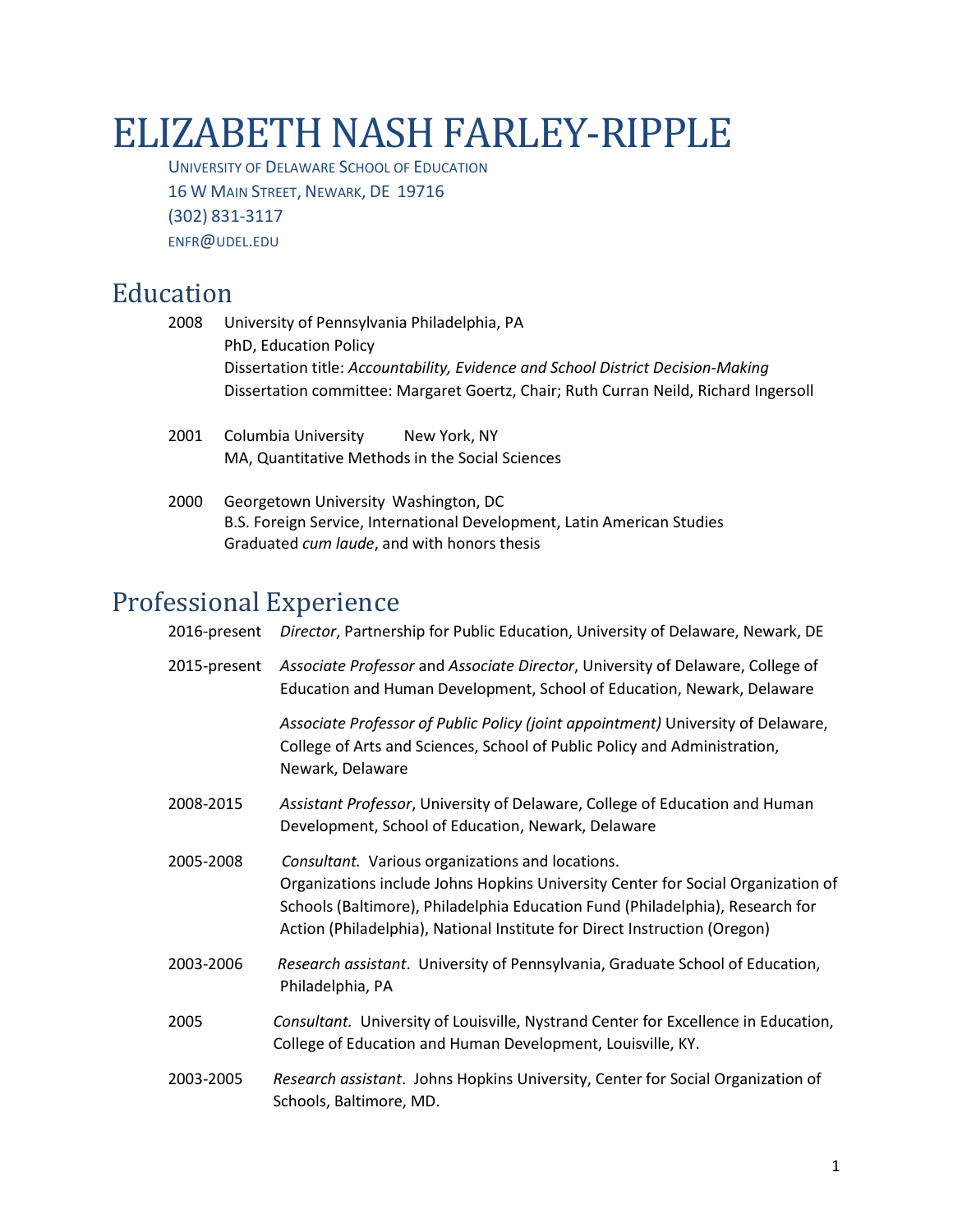# ELIZABETH NASH FARLEY-RIPPLE

UNIVERSITY OF DELAWARE SCHOOL OF EDUCATION
16 W MAIN STREET, NEWARK, DE 19716
(302) 831-3117
ENFR@UDEL.EDU

## Education

2008 University of Pennsylvania Philadelphia, PA
PhD, Education Policy
Dissertation title: *Accountability, Evidence and School District Decision-Making*
Dissertation committee: Margaret Goertz, Chair; Ruth Curran Neild, Richard Ingersoll

2001 Columbia University New York, NY
MA, Quantitative Methods in the Social Sciences

2000 Georgetown University Washington, DC
B.S. Foreign Service, International Development, Latin American Studies
Graduated *cum laude*, and with honors thesis

## Professional Experience

2016-present *Director*, Partnership for Public Education, University of Delaware, Newark, DE

2015-present *Associate Professor* and *Associate Director*, University of Delaware, College of Education and Human Development, School of Education, Newark, Delaware

*Associate Professor of Public Policy (joint appointment)* University of Delaware, College of Arts and Sciences, School of Public Policy and Administration, Newark, Delaware

2008-2015 *Assistant Professor*, University of Delaware, College of Education and Human Development, School of Education, Newark, Delaware

2005-2008 *Consultant.* Various organizations and locations.
Organizations include Johns Hopkins University Center for Social Organization of Schools (Baltimore), Philadelphia Education Fund (Philadelphia), Research for Action (Philadelphia), National Institute for Direct Instruction (Oregon)

2003-2006 *Research assistant*. University of Pennsylvania, Graduate School of Education, Philadelphia, PA

2005 *Consultant.* University of Louisville, Nystrand Center for Excellence in Education, College of Education and Human Development, Louisville, KY.

2003-2005 *Research assistant*. Johns Hopkins University, Center for Social Organization of Schools, Baltimore, MD.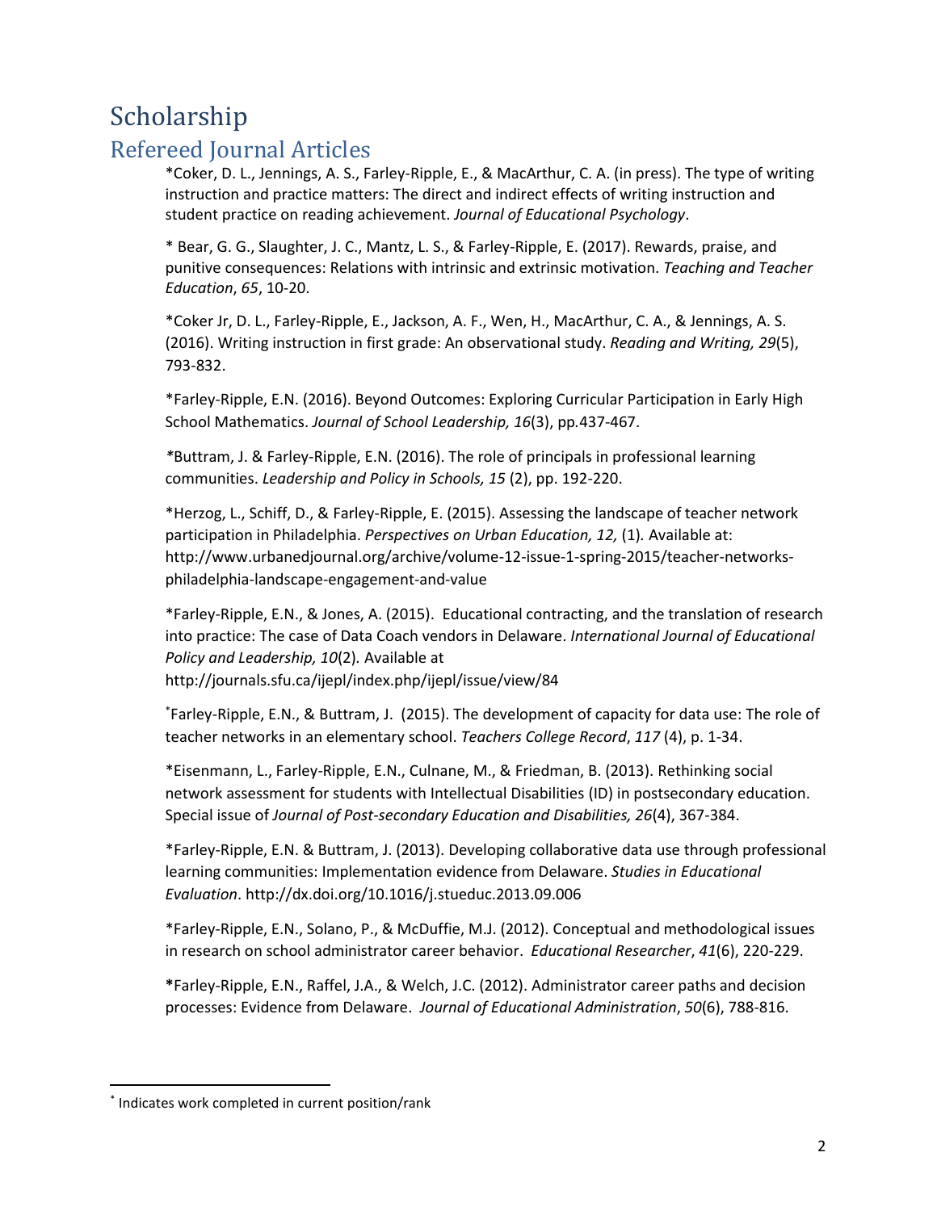# Scholarship

## Refereed Journal Articles

*Coker, D. L., Jennings, A. S., Farley-Ripple, E., & MacArthur, C. A. (in press). The type of writing instruction and practice matters: The direct and indirect effects of writing instruction and student practice on reading achievement. *Journal of Educational Psychology*.

* Bear, G. G., Slaughter, J. C., Mantz, L. S., & Farley-Ripple, E. (2017). Rewards, praise, and punitive consequences: Relations with intrinsic and extrinsic motivation. *Teaching and Teacher Education*, *65*, 10-20.

*Coker Jr, D. L., Farley-Ripple, E., Jackson, A. F., Wen, H., MacArthur, C. A., & Jennings, A. S. (2016). Writing instruction in first grade: An observational study. *Reading and Writing, 29*(5), 793-832.

*Farley-Ripple, E.N. (2016). Beyond Outcomes: Exploring Curricular Participation in Early High School Mathematics. *Journal of School Leadership, 16*(3), pp.437-467.

*Buttram, J. & Farley-Ripple, E.N. (2016). The role of principals in professional learning communities. *Leadership and Policy in Schools, 15* (2), pp. 192-220.

*Herzog, L., Schiff, D., & Farley-Ripple, E. (2015). Assessing the landscape of teacher network participation in Philadelphia. *Perspectives on Urban Education, 12,* (1)*.* Available at: http://www.urbanedjournal.org/archive/volume-12-issue-1-spring-2015/teacher-networks-philadelphia-landscape-engagement-and-value

*Farley-Ripple, E.N., & Jones, A. (2015). Educational contracting, and the translation of research into practice: The case of Data Coach vendors in Delaware. *International Journal of Educational Policy and Leadership, 10*(2)*.* Available at http://journals.sfu.ca/ijepl/index.php/ijepl/issue/view/84

[*]Farley-Ripple, E.N., & Buttram, J. (2015). The development of capacity for data use: The role of teacher networks in an elementary school. *Teachers College Record*, *117* (4), p. 1-34.

*Eisenmann, L., Farley-Ripple, E.N., Culnane, M., & Friedman, B. (2013). Rethinking social network assessment for students with Intellectual Disabilities (ID) in postsecondary education. Special issue of *Journal of Post-secondary Education and Disabilities, 26*(4), 367-384.

*Farley-Ripple, E.N. & Buttram, J. (2013). Developing collaborative data use through professional learning communities: Implementation evidence from Delaware. *Studies in Educational Evaluation*. http://dx.doi.org/10.1016/j.stueduc.2013.09.006

*Farley-Ripple, E.N., Solano, P., & McDuffie, M.J. (2012). Conceptual and methodological issues in research on school administrator career behavior. *Educational Researcher*, *41*(6), 220-229.

**\***Farley-Ripple, E.N., Raffel, J.A., & Welch, J.C. (2012). Administrator career paths and decision processes: Evidence from Delaware. *Journal of Educational Administration*, *50*(6), 788-816.

[*] Indicates work completed in current position/rank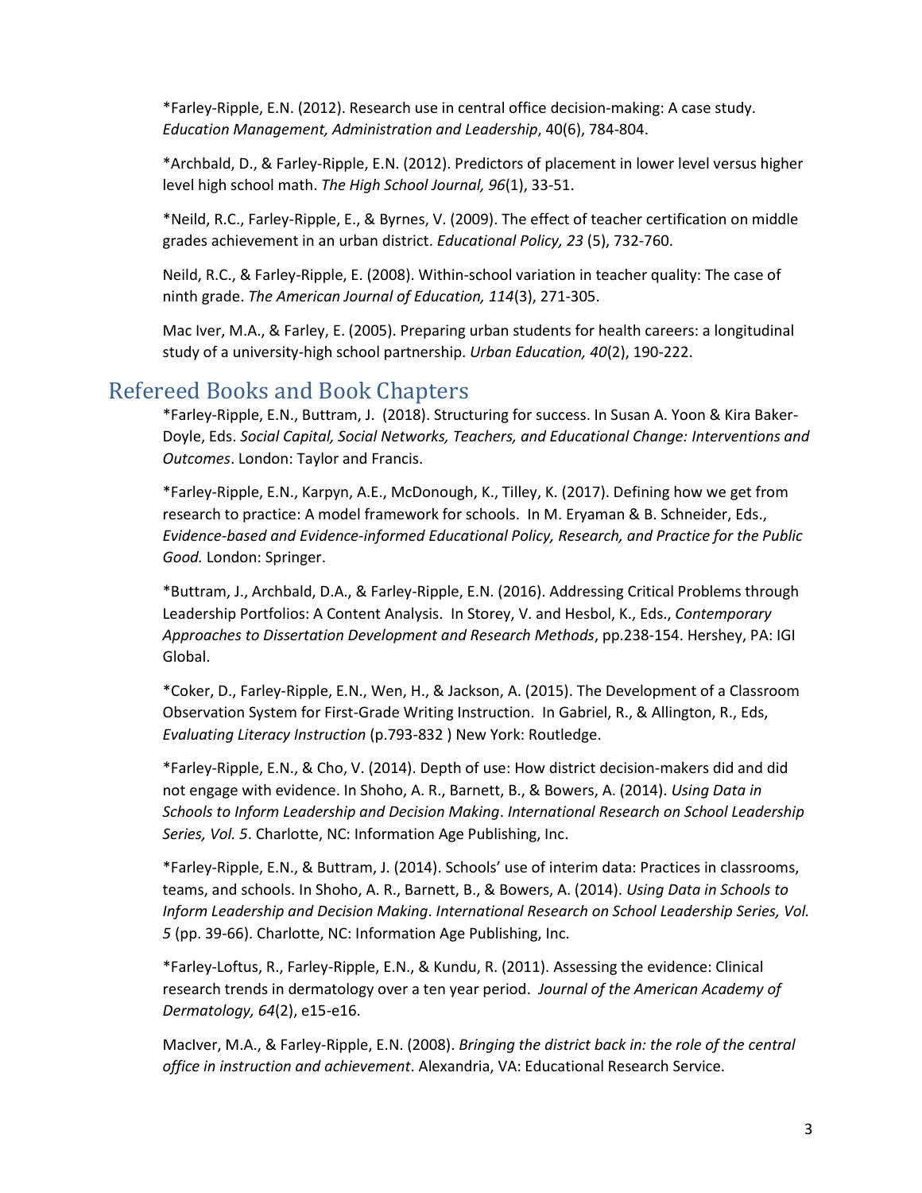*Farley-Ripple, E.N. (2012). Research use in central office decision-making: A case study. *Education Management, Administration and Leadership*, 40(6), 784-804.

*Archbald, D., & Farley-Ripple, E.N. (2012). Predictors of placement in lower level versus higher level high school math. *The High School Journal, 96*(1), 33-51.

*Neild, R.C., Farley-Ripple, E., & Byrnes, V. (2009). The effect of teacher certification on middle grades achievement in an urban district. *Educational Policy, 23* (5), 732-760.

Neild, R.C., & Farley-Ripple, E. (2008). Within-school variation in teacher quality: The case of ninth grade. *The American Journal of Education, 114*(3), 271-305.

Mac Iver, M.A., & Farley, E. (2005). Preparing urban students for health careers: a longitudinal study of a university-high school partnership. *Urban Education, 40*(2), 190-222.

## Refereed Books and Book Chapters

*Farley-Ripple, E.N., Buttram, J. (2018). Structuring for success. In Susan A. Yoon & Kira Baker-Doyle, Eds. *Social Capital, Social Networks, Teachers, and Educational Change: Interventions and Outcomes*. London: Taylor and Francis.

*Farley-Ripple, E.N., Karpyn, A.E., McDonough, K., Tilley, K. (2017). Defining how we get from research to practice: A model framework for schools. In M. Eryaman & B. Schneider, Eds., *Evidence-based and Evidence-informed Educational Policy, Research, and Practice for the Public Good.* London: Springer.

*Buttram, J., Archbald, D.A., & Farley-Ripple, E.N. (2016). Addressing Critical Problems through Leadership Portfolios: A Content Analysis. In Storey, V. and Hesbol, K., Eds., *Contemporary Approaches to Dissertation Development and Research Methods*, pp.238-154. Hershey, PA: IGI Global.

*Coker, D., Farley-Ripple, E.N., Wen, H., & Jackson, A. (2015). The Development of a Classroom Observation System for First-Grade Writing Instruction. In Gabriel, R., & Allington, R., Eds, *Evaluating Literacy Instruction* (p.793-832 ) New York: Routledge.

*Farley-Ripple, E.N., & Cho, V. (2014). Depth of use: How district decision-makers did and did not engage with evidence. In Shoho, A. R., Barnett, B., & Bowers, A. (2014). *Using Data in Schools to Inform Leadership and Decision Making*. *International Research on School Leadership Series, Vol. 5*. Charlotte, NC: Information Age Publishing, Inc.

*Farley-Ripple, E.N., & Buttram, J. (2014). Schools' use of interim data: Practices in classrooms, teams, and schools. In Shoho, A. R., Barnett, B., & Bowers, A. (2014). *Using Data in Schools to Inform Leadership and Decision Making*. *International Research on School Leadership Series, Vol. 5* (pp. 39-66). Charlotte, NC: Information Age Publishing, Inc.

*Farley-Loftus, R., Farley-Ripple, E.N., & Kundu, R. (2011). Assessing the evidence: Clinical research trends in dermatology over a ten year period. *Journal of the American Academy of Dermatology, 64*(2), e15-e16.

MacIver, M.A., & Farley-Ripple, E.N. (2008). *Bringing the district back in: the role of the central office in instruction and achievement*. Alexandria, VA: Educational Research Service.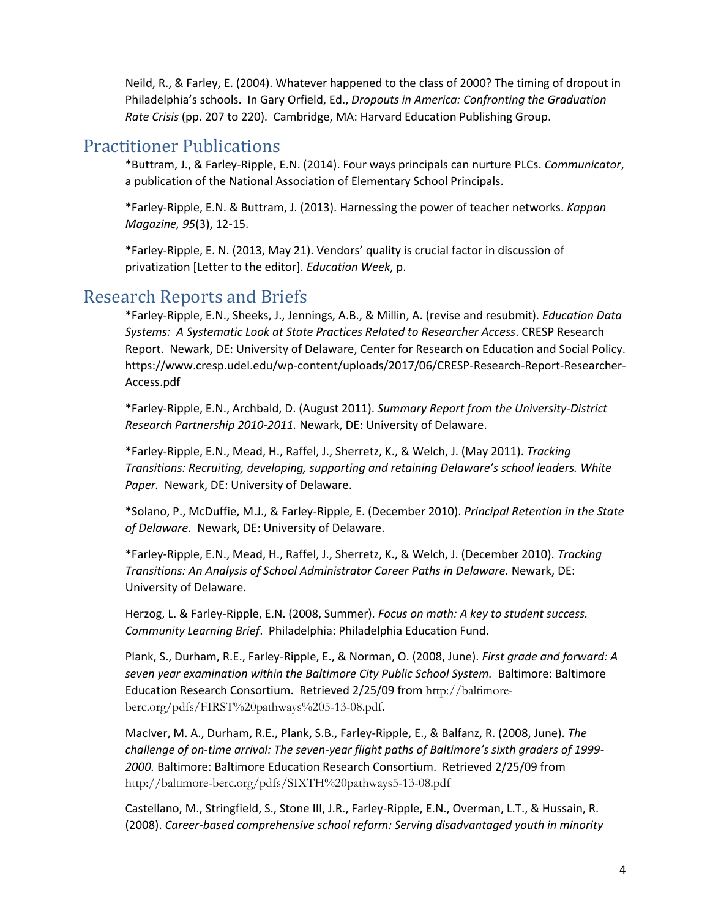Neild, R., & Farley, E. (2004). Whatever happened to the class of 2000? The timing of dropout in Philadelphia's schools. In Gary Orfield, Ed., *Dropouts in America: Confronting the Graduation Rate Crisis* (pp. 207 to 220). Cambridge, MA: Harvard Education Publishing Group.

## Practitioner Publications

*Buttram, J., & Farley-Ripple, E.N. (2014). Four ways principals can nurture PLCs. *Communicator*, a publication of the National Association of Elementary School Principals.

*Farley-Ripple, E.N. & Buttram, J. (2013). Harnessing the power of teacher networks. *Kappan Magazine, 95*(3), 12-15.

*Farley-Ripple, E. N. (2013, May 21). Vendors' quality is crucial factor in discussion of privatization [Letter to the editor]. *Education Week*, p.

## Research Reports and Briefs

*Farley-Ripple, E.N., Sheeks, J., Jennings, A.B., & Millin, A. (revise and resubmit). *Education Data Systems: A Systematic Look at State Practices Related to Researcher Access*. CRESP Research Report. Newark, DE: University of Delaware, Center for Research on Education and Social Policy. https://www.cresp.udel.edu/wp-content/uploads/2017/06/CRESP-Research-Report-Researcher-Access.pdf

*Farley-Ripple, E.N., Archbald, D. (August 2011). *Summary Report from the University-District Research Partnership 2010-2011.* Newark, DE: University of Delaware.

*Farley-Ripple, E.N., Mead, H., Raffel, J., Sherretz, K., & Welch, J. (May 2011). *Tracking Transitions: Recruiting, developing, supporting and retaining Delaware's school leaders. White Paper.* Newark, DE: University of Delaware.

*Solano, P., McDuffie, M.J., & Farley-Ripple, E. (December 2010). *Principal Retention in the State of Delaware.* Newark, DE: University of Delaware.

*Farley-Ripple, E.N., Mead, H., Raffel, J., Sherretz, K., & Welch, J. (December 2010). *Tracking Transitions: An Analysis of School Administrator Career Paths in Delaware.* Newark, DE: University of Delaware.

Herzog, L. & Farley-Ripple, E.N. (2008, Summer). *Focus on math: A key to student success. Community Learning Brief*. Philadelphia: Philadelphia Education Fund.

Plank, S., Durham, R.E., Farley-Ripple, E., & Norman, O. (2008, June). *First grade and forward: A seven year examination within the Baltimore City Public School System.* Baltimore: Baltimore Education Research Consortium. Retrieved 2/25/09 from http://baltimore-berc.org/pdfs/FIRST%20pathways%205-13-08.pdf.

MacIver, M. A., Durham, R.E., Plank, S.B., Farley-Ripple, E., & Balfanz, R. (2008, June). *The challenge of on-time arrival: The seven-year flight paths of Baltimore's sixth graders of 1999-2000.* Baltimore: Baltimore Education Research Consortium. Retrieved 2/25/09 from http://baltimore-berc.org/pdfs/SIXTH%20pathways5-13-08.pdf

Castellano, M., Stringfield, S., Stone III, J.R., Farley-Ripple, E.N., Overman, L.T., & Hussain, R. (2008). *Career-based comprehensive school reform: Serving disadvantaged youth in minority*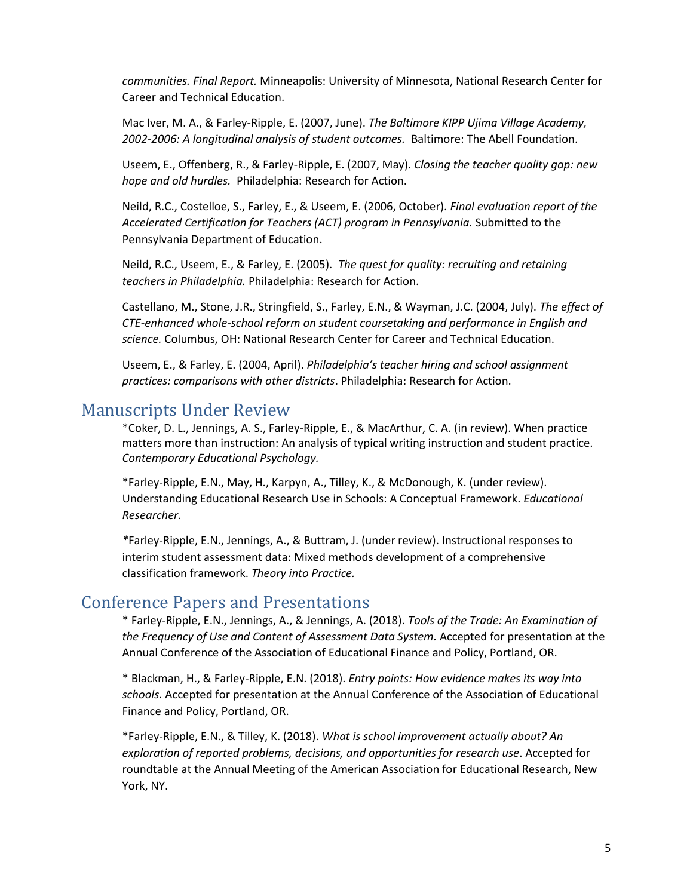*communities. Final Report.* Minneapolis: University of Minnesota, National Research Center for Career and Technical Education.

Mac Iver, M. A., & Farley-Ripple, E. (2007, June). *The Baltimore KIPP Ujima Village Academy, 2002-2006: A longitudinal analysis of student outcomes.* Baltimore: The Abell Foundation.

Useem, E., Offenberg, R., & Farley-Ripple, E. (2007, May). *Closing the teacher quality gap: new hope and old hurdles.* Philadelphia: Research for Action.

Neild, R.C., Costelloe, S., Farley, E., & Useem, E. (2006, October). *Final evaluation report of the Accelerated Certification for Teachers (ACT) program in Pennsylvania.* Submitted to the Pennsylvania Department of Education.

Neild, R.C., Useem, E., & Farley, E. (2005). *The quest for quality: recruiting and retaining teachers in Philadelphia.* Philadelphia: Research for Action.

Castellano, M., Stone, J.R., Stringfield, S., Farley, E.N., & Wayman, J.C. (2004, July). *The effect of CTE-enhanced whole-school reform on student coursetaking and performance in English and science.* Columbus, OH: National Research Center for Career and Technical Education.

Useem, E., & Farley, E. (2004, April). *Philadelphia's teacher hiring and school assignment practices: comparisons with other districts*. Philadelphia: Research for Action.

## Manuscripts Under Review

*Coker, D. L., Jennings, A. S., Farley-Ripple, E., & MacArthur, C. A. (in review). When practice matters more than instruction: An analysis of typical writing instruction and student practice. *Contemporary Educational Psychology.*

*Farley-Ripple, E.N., May, H., Karpyn, A., Tilley, K., & McDonough, K. (under review). Understanding Educational Research Use in Schools: A Conceptual Framework. *Educational Researcher.*

*Farley-Ripple, E.N., Jennings, A., & Buttram, J. (under review). Instructional responses to interim student assessment data: Mixed methods development of a comprehensive classification framework. *Theory into Practice.*

## Conference Papers and Presentations

* Farley-Ripple, E.N., Jennings, A., & Jennings, A. (2018). *Tools of the Trade: An Examination of the Frequency of Use and Content of Assessment Data System.* Accepted for presentation at the Annual Conference of the Association of Educational Finance and Policy, Portland, OR.

* Blackman, H., & Farley-Ripple, E.N. (2018). *Entry points: How evidence makes its way into schools.* Accepted for presentation at the Annual Conference of the Association of Educational Finance and Policy, Portland, OR.

*Farley-Ripple, E.N., & Tilley, K. (2018). *What is school improvement actually about? An exploration of reported problems, decisions, and opportunities for research use*. Accepted for roundtable at the Annual Meeting of the American Association for Educational Research, New York, NY.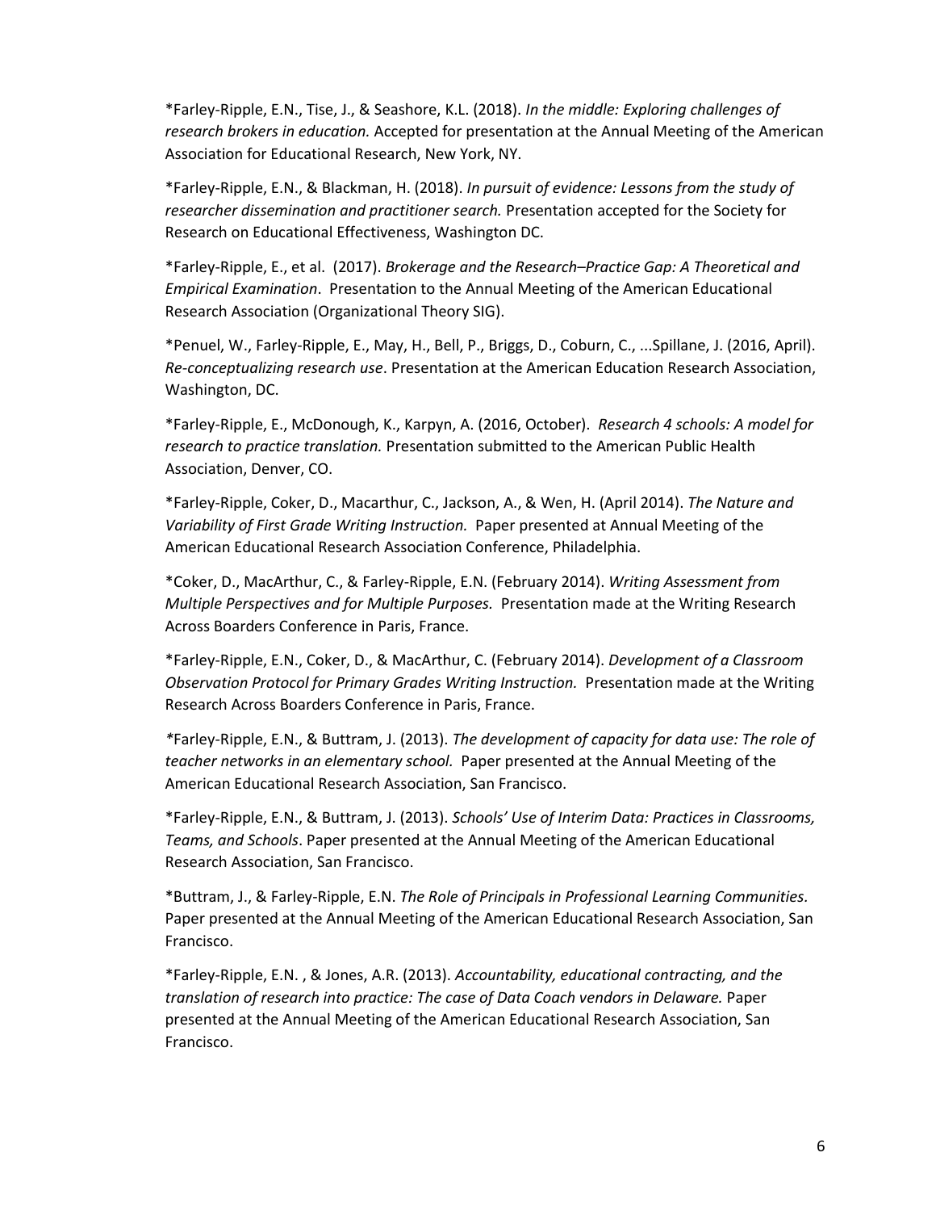*Farley-Ripple, E.N., Tise, J., & Seashore, K.L. (2018). *In the middle: Exploring challenges of research brokers in education.* Accepted for presentation at the Annual Meeting of the American Association for Educational Research, New York, NY.

*Farley-Ripple, E.N., & Blackman, H. (2018). *In pursuit of evidence: Lessons from the study of researcher dissemination and practitioner search.* Presentation accepted for the Society for Research on Educational Effectiveness, Washington DC.

*Farley-Ripple, E., et al. (2017). *Brokerage and the Research–Practice Gap: A Theoretical and Empirical Examination*. Presentation to the Annual Meeting of the American Educational Research Association (Organizational Theory SIG).

*Penuel, W., Farley-Ripple, E., May, H., Bell, P., Briggs, D., Coburn, C., ...Spillane, J. (2016, April). *Re-conceptualizing research use*. Presentation at the American Education Research Association, Washington, DC.

*Farley-Ripple, E., McDonough, K., Karpyn, A. (2016, October). *Research 4 schools: A model for research to practice translation.* Presentation submitted to the American Public Health Association, Denver, CO.

*Farley-Ripple, Coker, D., Macarthur, C., Jackson, A., & Wen, H. (April 2014). *The Nature and Variability of First Grade Writing Instruction.* Paper presented at Annual Meeting of the American Educational Research Association Conference, Philadelphia.

*Coker, D., MacArthur, C., & Farley-Ripple, E.N. (February 2014). *Writing Assessment from Multiple Perspectives and for Multiple Purposes.* Presentation made at the Writing Research Across Boarders Conference in Paris, France.

*Farley-Ripple, E.N., Coker, D., & MacArthur, C. (February 2014). *Development of a Classroom Observation Protocol for Primary Grades Writing Instruction.* Presentation made at the Writing Research Across Boarders Conference in Paris, France.

*Farley-Ripple, E.N., & Buttram, J. (2013). *The development of capacity for data use: The role of teacher networks in an elementary school.* Paper presented at the Annual Meeting of the American Educational Research Association, San Francisco.

*Farley-Ripple, E.N., & Buttram, J. (2013). *Schools' Use of Interim Data: Practices in Classrooms, Teams, and Schools*. Paper presented at the Annual Meeting of the American Educational Research Association, San Francisco.

*Buttram, J., & Farley-Ripple, E.N. *The Role of Principals in Professional Learning Communities.* Paper presented at the Annual Meeting of the American Educational Research Association, San Francisco.

*Farley-Ripple, E.N. , & Jones, A.R. (2013). *Accountability, educational contracting, and the translation of research into practice: The case of Data Coach vendors in Delaware.* Paper presented at the Annual Meeting of the American Educational Research Association, San Francisco.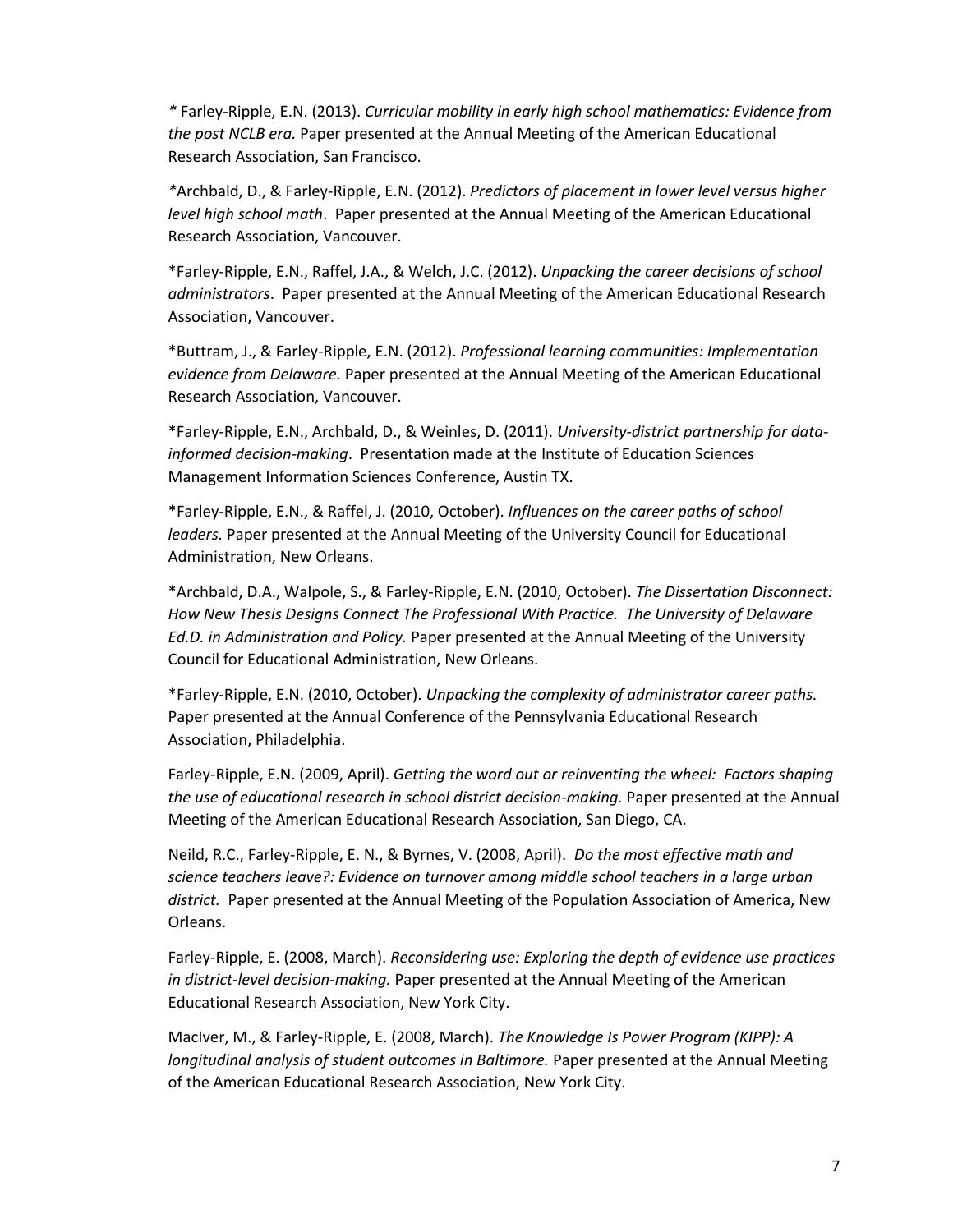* Farley-Ripple, E.N. (2013). *Curricular mobility in early high school mathematics: Evidence from the post NCLB era.* Paper presented at the Annual Meeting of the American Educational Research Association, San Francisco.

*Archbald, D., & Farley-Ripple, E.N. (2012). *Predictors of placement in lower level versus higher level high school math*. Paper presented at the Annual Meeting of the American Educational Research Association, Vancouver.

*Farley-Ripple, E.N., Raffel, J.A., & Welch, J.C. (2012). *Unpacking the career decisions of school administrators*. Paper presented at the Annual Meeting of the American Educational Research Association, Vancouver.

*Buttram, J., & Farley-Ripple, E.N. (2012). *Professional learning communities: Implementation evidence from Delaware.* Paper presented at the Annual Meeting of the American Educational Research Association, Vancouver.

*Farley-Ripple, E.N., Archbald, D., & Weinles, D. (2011). *University-district partnership for data-informed decision-making*. Presentation made at the Institute of Education Sciences Management Information Sciences Conference, Austin TX.

*Farley-Ripple, E.N., & Raffel, J. (2010, October). *Influences on the career paths of school leaders.* Paper presented at the Annual Meeting of the University Council for Educational Administration, New Orleans.

*Archbald, D.A., Walpole, S., & Farley-Ripple, E.N. (2010, October). *The Dissertation Disconnect: How New Thesis Designs Connect The Professional With Practice. The University of Delaware Ed.D. in Administration and Policy.* Paper presented at the Annual Meeting of the University Council for Educational Administration, New Orleans.

*Farley-Ripple, E.N. (2010, October). *Unpacking the complexity of administrator career paths.* Paper presented at the Annual Conference of the Pennsylvania Educational Research Association, Philadelphia.

Farley-Ripple, E.N. (2009, April). *Getting the word out or reinventing the wheel: Factors shaping the use of educational research in school district decision-making.* Paper presented at the Annual Meeting of the American Educational Research Association, San Diego, CA.

Neild, R.C., Farley-Ripple, E. N., & Byrnes, V. (2008, April). *Do the most effective math and science teachers leave?: Evidence on turnover among middle school teachers in a large urban district.* Paper presented at the Annual Meeting of the Population Association of America, New Orleans.

Farley-Ripple, E. (2008, March). *Reconsidering use: Exploring the depth of evidence use practices in district-level decision-making.* Paper presented at the Annual Meeting of the American Educational Research Association, New York City.

MacIver, M., & Farley-Ripple, E. (2008, March). *The Knowledge Is Power Program (KIPP): A longitudinal analysis of student outcomes in Baltimore.* Paper presented at the Annual Meeting of the American Educational Research Association, New York City.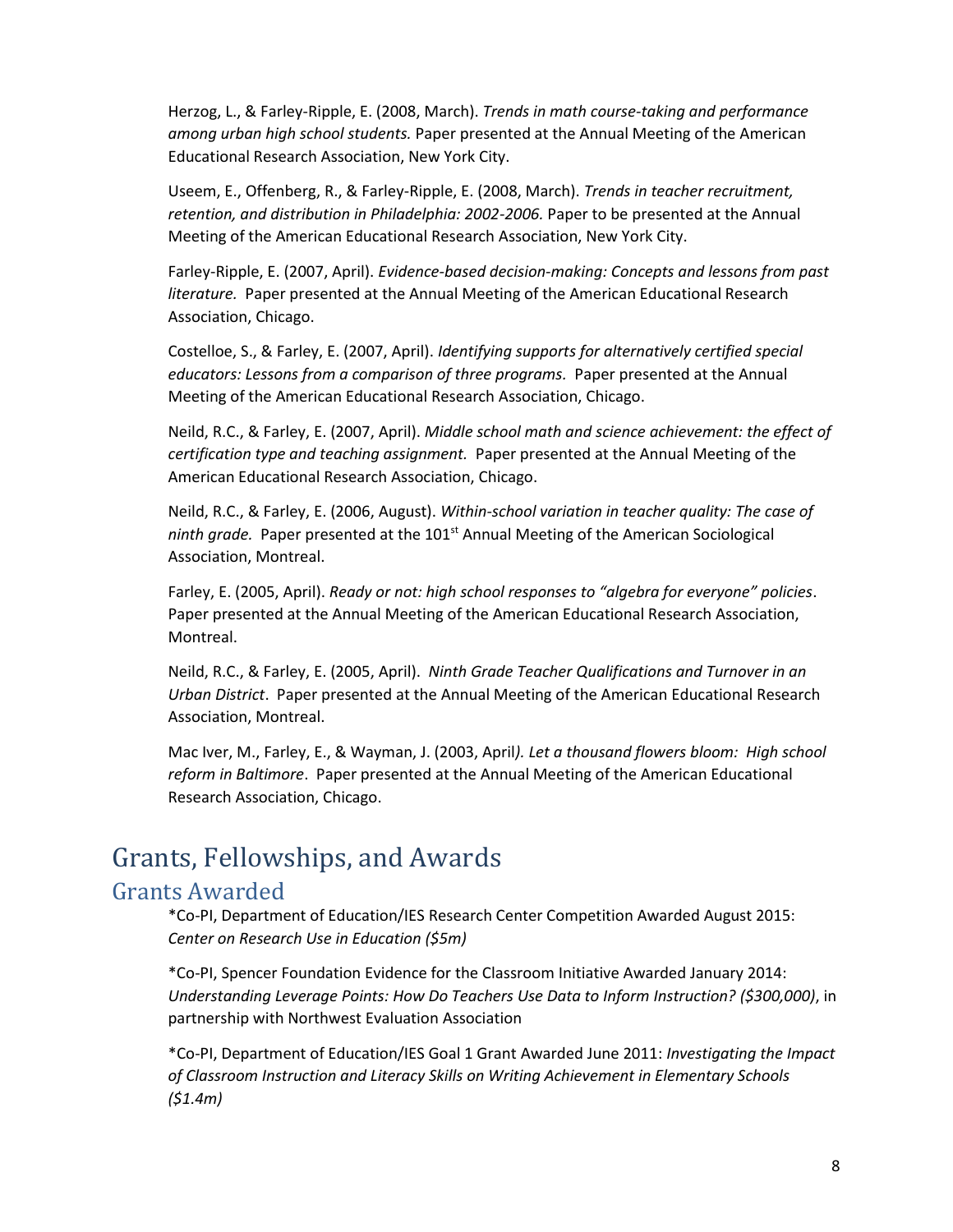Herzog, L., & Farley-Ripple, E. (2008, March). *Trends in math course-taking and performance among urban high school students.* Paper presented at the Annual Meeting of the American Educational Research Association, New York City.

Useem, E., Offenberg, R., & Farley-Ripple, E. (2008, March). *Trends in teacher recruitment, retention, and distribution in Philadelphia: 2002-2006.* Paper to be presented at the Annual Meeting of the American Educational Research Association, New York City.

Farley-Ripple, E. (2007, April). *Evidence-based decision-making: Concepts and lessons from past literature.* Paper presented at the Annual Meeting of the American Educational Research Association, Chicago.

Costelloe, S., & Farley, E. (2007, April). *Identifying supports for alternatively certified special educators: Lessons from a comparison of three programs.* Paper presented at the Annual Meeting of the American Educational Research Association, Chicago.

Neild, R.C., & Farley, E. (2007, April). *Middle school math and science achievement: the effect of certification type and teaching assignment.* Paper presented at the Annual Meeting of the American Educational Research Association, Chicago.

Neild, R.C., & Farley, E. (2006, August). *Within-school variation in teacher quality: The case of ninth grade.* Paper presented at the 101st Annual Meeting of the American Sociological Association, Montreal.

Farley, E. (2005, April). *Ready or not: high school responses to "algebra for everyone" policies*. Paper presented at the Annual Meeting of the American Educational Research Association, Montreal.

Neild, R.C., & Farley, E. (2005, April). *Ninth Grade Teacher Qualifications and Turnover in an Urban District*. Paper presented at the Annual Meeting of the American Educational Research Association, Montreal.

Mac Iver, M., Farley, E., & Wayman, J. (2003, April*). Let a thousand flowers bloom: High school reform in Baltimore*. Paper presented at the Annual Meeting of the American Educational Research Association, Chicago.

# Grants, Fellowships, and Awards

## Grants Awarded

*Co-PI, Department of Education/IES Research Center Competition Awarded August 2015: *Center on Research Use in Education ($5m)*

*Co-PI, Spencer Foundation Evidence for the Classroom Initiative Awarded January 2014: *Understanding Leverage Points: How Do Teachers Use Data to Inform Instruction? ($300,000)*, in partnership with Northwest Evaluation Association

*Co-PI, Department of Education/IES Goal 1 Grant Awarded June 2011: *Investigating the Impact of Classroom Instruction and Literacy Skills on Writing Achievement in Elementary Schools ($1.4m)*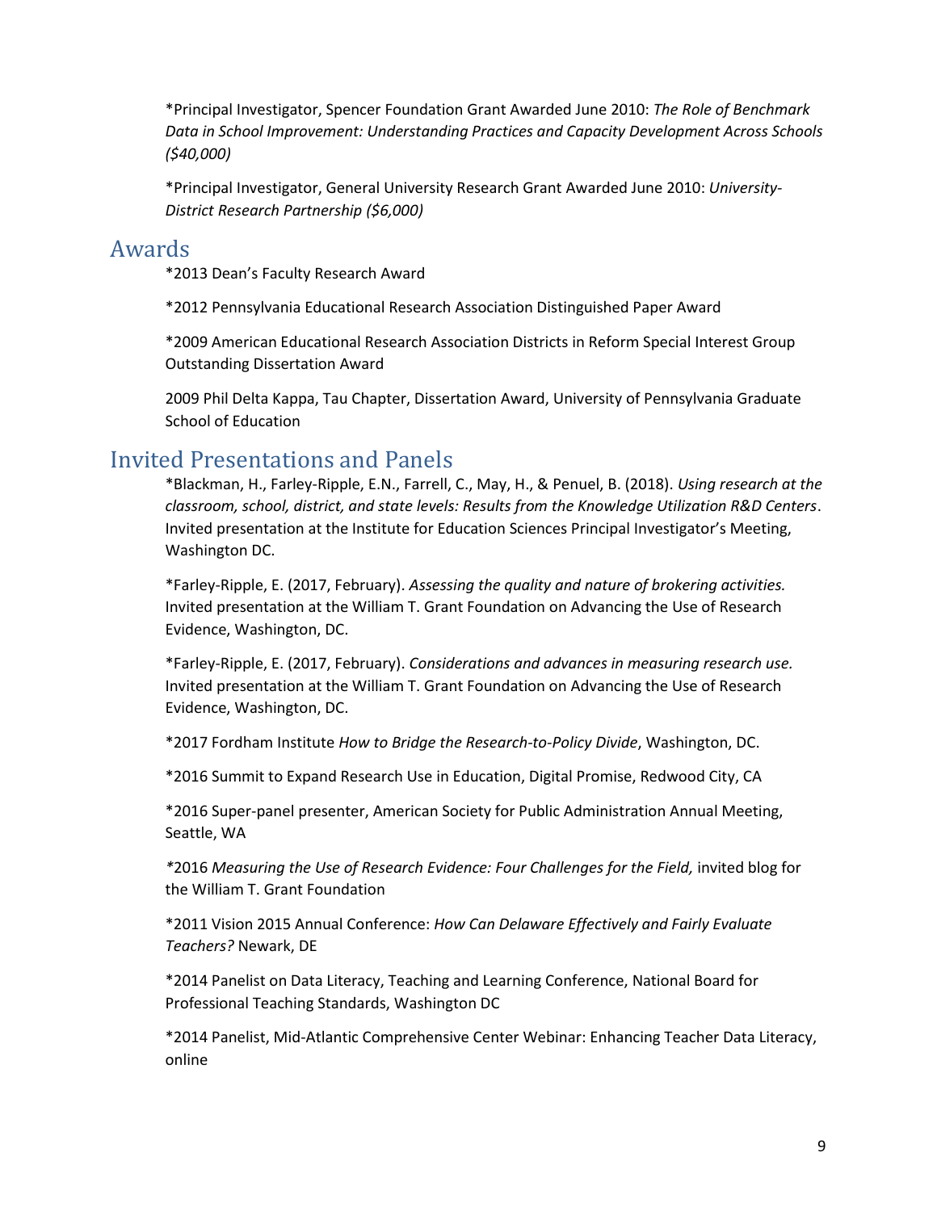*Principal Investigator, Spencer Foundation Grant Awarded June 2010: *The Role of Benchmark Data in School Improvement: Understanding Practices and Capacity Development Across Schools ($40,000)*

*Principal Investigator, General University Research Grant Awarded June 2010: *University-District Research Partnership ($6,000)*

## Awards

*2013 Dean's Faculty Research Award

*2012 Pennsylvania Educational Research Association Distinguished Paper Award

*2009 American Educational Research Association Districts in Reform Special Interest Group Outstanding Dissertation Award

2009 Phil Delta Kappa, Tau Chapter, Dissertation Award, University of Pennsylvania Graduate School of Education

## Invited Presentations and Panels

*Blackman, H., Farley-Ripple, E.N., Farrell, C., May, H., & Penuel, B. (2018). *Using research at the classroom, school, district, and state levels: Results from the Knowledge Utilization R&D Centers*. Invited presentation at the Institute for Education Sciences Principal Investigator's Meeting, Washington DC.

*Farley-Ripple, E. (2017, February). *Assessing the quality and nature of brokering activities.* Invited presentation at the William T. Grant Foundation on Advancing the Use of Research Evidence, Washington, DC.

*Farley-Ripple, E. (2017, February). *Considerations and advances in measuring research use.* Invited presentation at the William T. Grant Foundation on Advancing the Use of Research Evidence, Washington, DC.

*2017 Fordham Institute *How to Bridge the Research-to-Policy Divide*, Washington, DC.

*2016 Summit to Expand Research Use in Education, Digital Promise, Redwood City, CA

*2016 Super-panel presenter, American Society for Public Administration Annual Meeting, Seattle, WA

*2016 *Measuring the Use of Research Evidence: Four Challenges for the Field,* invited blog for the William T. Grant Foundation

*2011 Vision 2015 Annual Conference: *How Can Delaware Effectively and Fairly Evaluate Teachers?* Newark, DE

*2014 Panelist on Data Literacy, Teaching and Learning Conference, National Board for Professional Teaching Standards, Washington DC

*2014 Panelist, Mid-Atlantic Comprehensive Center Webinar: Enhancing Teacher Data Literacy, online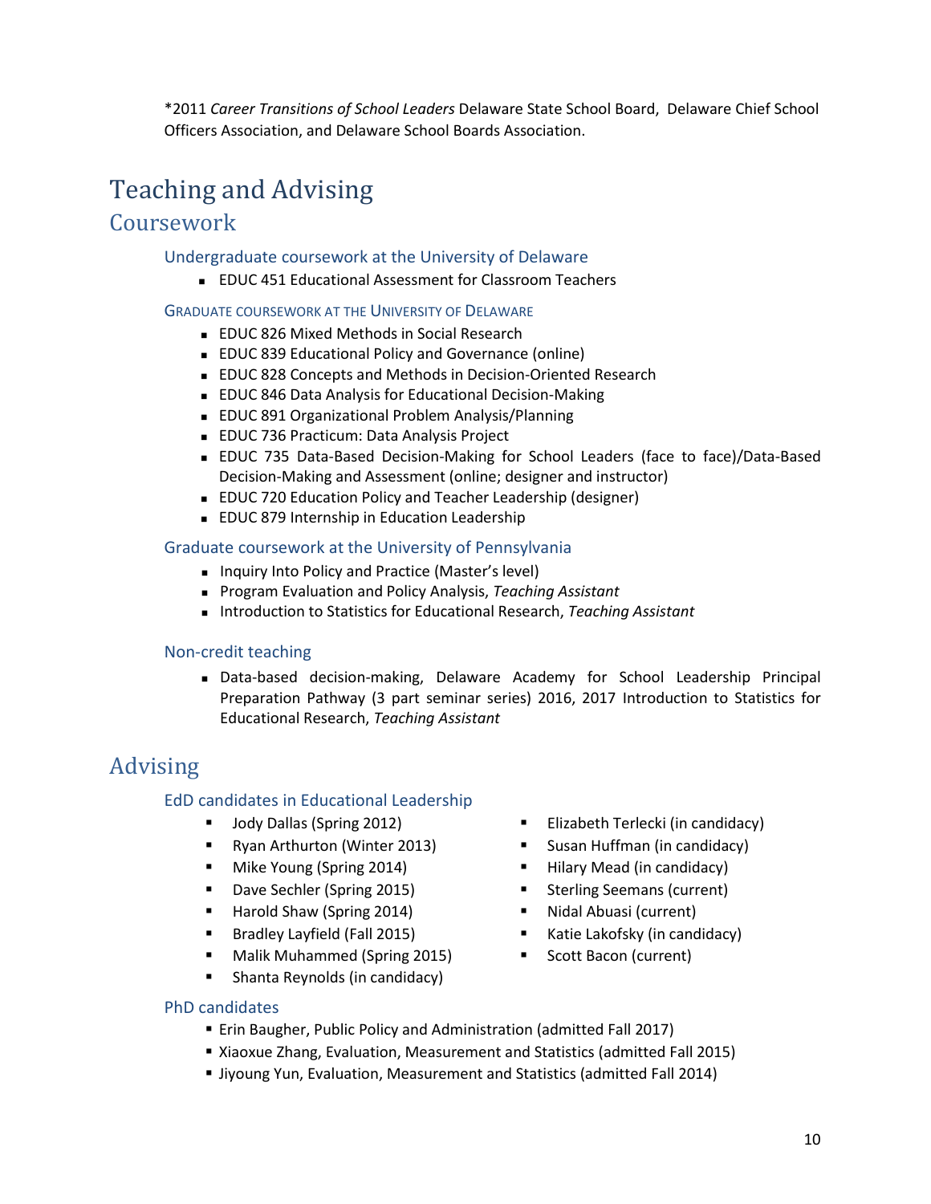*2011 *Career Transitions of School Leaders* Delaware State School Board, Delaware Chief School Officers Association, and Delaware School Boards Association.

# Teaching and Advising

## Coursework

### Undergraduate coursework at the University of Delaware

- EDUC 451 Educational Assessment for Classroom Teachers

### Graduate coursework at the University of Delaware

- EDUC 826 Mixed Methods in Social Research
- EDUC 839 Educational Policy and Governance (online)
- EDUC 828 Concepts and Methods in Decision-Oriented Research
- EDUC 846 Data Analysis for Educational Decision-Making
- EDUC 891 Organizational Problem Analysis/Planning
- EDUC 736 Practicum: Data Analysis Project
- EDUC 735 Data-Based Decision-Making for School Leaders (face to face)/Data-Based Decision-Making and Assessment (online; designer and instructor)
- EDUC 720 Education Policy and Teacher Leadership (designer)
- EDUC 879 Internship in Education Leadership

### Graduate coursework at the University of Pennsylvania

- Inquiry Into Policy and Practice (Master's level)
- Program Evaluation and Policy Analysis, *Teaching Assistant*
- Introduction to Statistics for Educational Research, *Teaching Assistant*

### Non-credit teaching

- Data-based decision-making, Delaware Academy for School Leadership Principal Preparation Pathway (3 part seminar series) 2016, 2017 Introduction to Statistics for Educational Research, *Teaching Assistant*

## Advising

### EdD candidates in Educational Leadership

- Jody Dallas (Spring 2012)
- Ryan Arthurton (Winter 2013)
- Mike Young (Spring 2014)
- Dave Sechler (Spring 2015)
- Harold Shaw (Spring 2014)
- Bradley Layfield (Fall 2015)
- Malik Muhammed (Spring 2015)
- Shanta Reynolds (in candidacy)
- Elizabeth Terlecki (in candidacy)
- Susan Huffman (in candidacy)
- Hilary Mead (in candidacy)
- Sterling Seemans (current)
- Nidal Abuasi (current)
- Katie Lakofsky (in candidacy)
- Scott Bacon (current)

### PhD candidates

- Erin Baugher, Public Policy and Administration (admitted Fall 2017)
- Xiaoxue Zhang, Evaluation, Measurement and Statistics (admitted Fall 2015)
- Jiyoung Yun, Evaluation, Measurement and Statistics (admitted Fall 2014)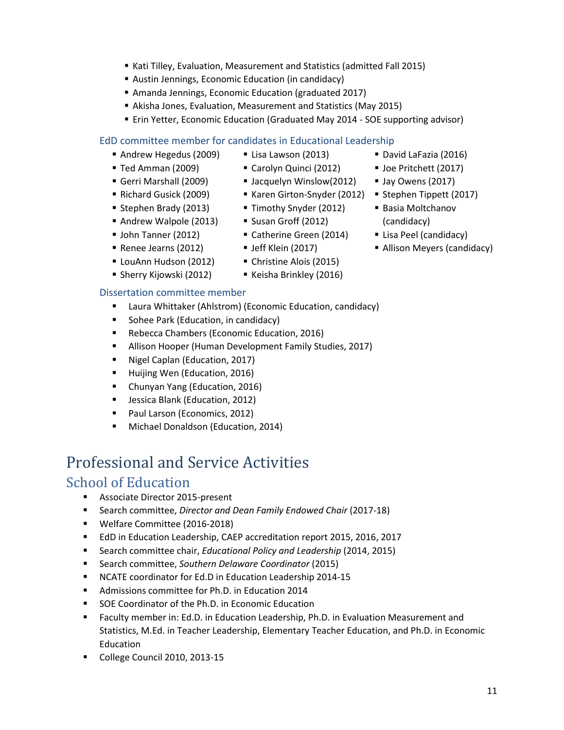- Kati Tilley, Evaluation, Measurement and Statistics (admitted Fall 2015)
- Austin Jennings, Economic Education (in candidacy)
- Amanda Jennings, Economic Education (graduated 2017)
- Akisha Jones, Evaluation, Measurement and Statistics (May 2015)
- Erin Yetter, Economic Education (Graduated May 2014 - SOE supporting advisor)

### EdD committee member for candidates in Educational Leadership

- Andrew Hegedus (2009)
- Ted Amman (2009)
- Gerri Marshall (2009)
- Richard Gusick (2009)
- Stephen Brady (2013)
- Andrew Walpole (2013)
- John Tanner (2012)
- Renee Jearns (2012)
- LouAnn Hudson (2012)
- Sherry Kijowski (2012)
- Lisa Lawson (2013)
- Carolyn Quinci (2012)
- Jacquelyn Winslow(2012)
- Karen Girton-Snyder (2012)
- Timothy Snyder (2012)
- Susan Groff (2012)
- Catherine Green (2014)
- Jeff Klein (2017)
- Christine Alois (2015)
- Keisha Brinkley (2016)
- David LaFazia (2016)
- Joe Pritchett (2017)
- Jay Owens (2017)
- Stephen Tippett (2017)
- Basia Moltchanov (candidacy)
- Lisa Peel (candidacy)
- Allison Meyers (candidacy)

### Dissertation committee member

- Laura Whittaker (Ahlstrom) (Economic Education, candidacy)
- Sohee Park (Education, in candidacy)
- Rebecca Chambers (Economic Education, 2016)
- Allison Hooper (Human Development Family Studies, 2017)
- Nigel Caplan (Education, 2017)
- Huijing Wen (Education, 2016)
- Chunyan Yang (Education, 2016)
- Jessica Blank (Education, 2012)
- Paul Larson (Economics, 2012)
- Michael Donaldson (Education, 2014)

# Professional and Service Activities

## School of Education

- Associate Director 2015-present
- Search committee, *Director and Dean Family Endowed Chair* (2017-18)
- Welfare Committee (2016-2018)
- EdD in Education Leadership, CAEP accreditation report 2015, 2016, 2017
- Search committee chair, *Educational Policy and Leadership* (2014, 2015)
- Search committee, *Southern Delaware Coordinator* (2015)
- NCATE coordinator for Ed.D in Education Leadership 2014-15
- Admissions committee for Ph.D. in Education 2014
- SOE Coordinator of the Ph.D. in Economic Education
- Faculty member in: Ed.D. in Education Leadership, Ph.D. in Evaluation Measurement and Statistics, M.Ed. in Teacher Leadership, Elementary Teacher Education, and Ph.D. in Economic Education
- College Council 2010, 2013-15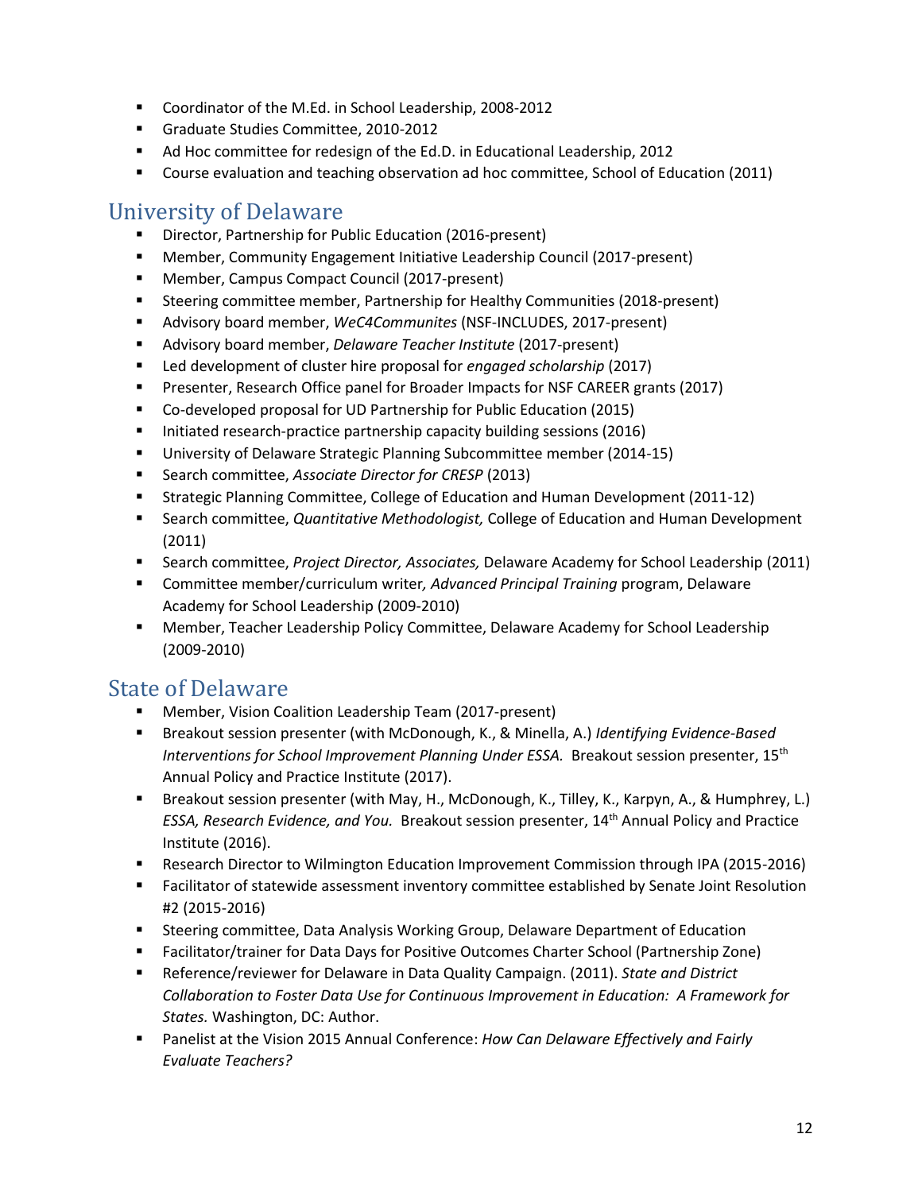- Coordinator of the M.Ed. in School Leadership, 2008-2012
- Graduate Studies Committee, 2010-2012
- Ad Hoc committee for redesign of the Ed.D. in Educational Leadership, 2012
- Course evaluation and teaching observation ad hoc committee, School of Education (2011)

## University of Delaware

- Director, Partnership for Public Education (2016-present)
- Member, Community Engagement Initiative Leadership Council (2017-present)
- Member, Campus Compact Council (2017-present)
- Steering committee member, Partnership for Healthy Communities (2018-present)
- Advisory board member, *WeC4Communites* (NSF-INCLUDES, 2017-present)
- Advisory board member, *Delaware Teacher Institute* (2017-present)
- Led development of cluster hire proposal for *engaged scholarship* (2017)
- Presenter, Research Office panel for Broader Impacts for NSF CAREER grants (2017)
- Co-developed proposal for UD Partnership for Public Education (2015)
- Initiated research-practice partnership capacity building sessions (2016)
- University of Delaware Strategic Planning Subcommittee member (2014-15)
- Search committee, *Associate Director for CRESP* (2013)
- Strategic Planning Committee, College of Education and Human Development (2011-12)
- Search committee, *Quantitative Methodologist,* College of Education and Human Development (2011)
- Search committee, *Project Director, Associates,* Delaware Academy for School Leadership (2011)
- Committee member/curriculum writer*, Advanced Principal Training* program, Delaware Academy for School Leadership (2009-2010)
- Member, Teacher Leadership Policy Committee, Delaware Academy for School Leadership (2009-2010)

## State of Delaware

- Member, Vision Coalition Leadership Team (2017-present)
- Breakout session presenter (with McDonough, K., & Minella, A.) *Identifying Evidence-Based Interventions for School Improvement Planning Under ESSA.* Breakout session presenter, 15th Annual Policy and Practice Institute (2017).
- Breakout session presenter (with May, H., McDonough, K., Tilley, K., Karpyn, A., & Humphrey, L.) *ESSA, Research Evidence, and You.* Breakout session presenter, 14th Annual Policy and Practice Institute (2016).
- Research Director to Wilmington Education Improvement Commission through IPA (2015-2016)
- Facilitator of statewide assessment inventory committee established by Senate Joint Resolution #2 (2015-2016)
- Steering committee, Data Analysis Working Group, Delaware Department of Education
- Facilitator/trainer for Data Days for Positive Outcomes Charter School (Partnership Zone)
- Reference/reviewer for Delaware in Data Quality Campaign. (2011). *State and District Collaboration to Foster Data Use for Continuous Improvement in Education: A Framework for States.* Washington, DC: Author.
- Panelist at the Vision 2015 Annual Conference: *How Can Delaware Effectively and Fairly Evaluate Teachers?*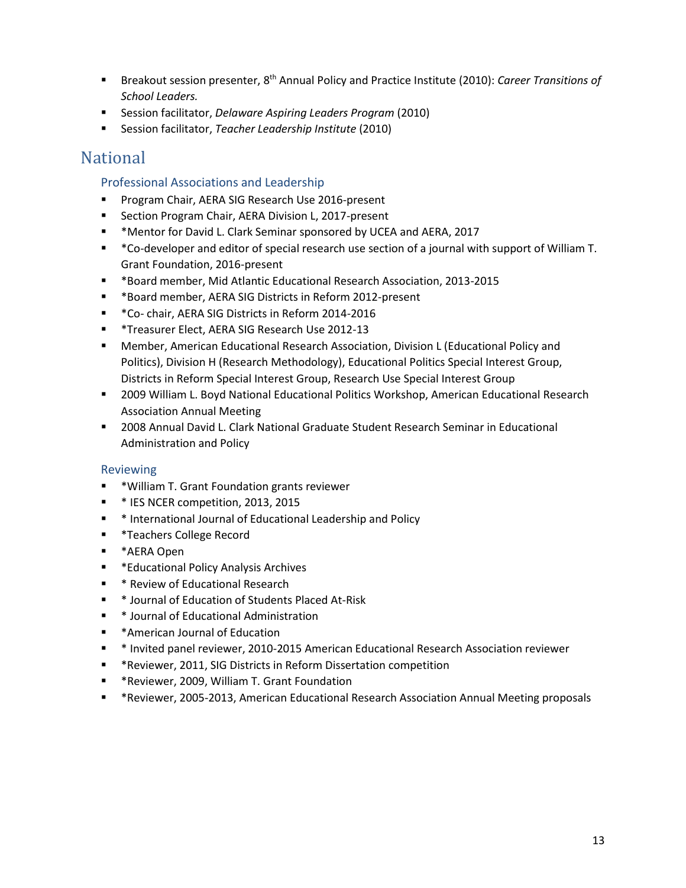- Breakout session presenter, 8th Annual Policy and Practice Institute (2010): *Career Transitions of School Leaders.*
- Session facilitator, *Delaware Aspiring Leaders Program* (2010)
- Session facilitator, *Teacher Leadership Institute* (2010)

## National

### Professional Associations and Leadership

- Program Chair, AERA SIG Research Use 2016-present
- Section Program Chair, AERA Division L, 2017-present
- *Mentor for David L. Clark Seminar sponsored by UCEA and AERA, 2017
- *Co-developer and editor of special research use section of a journal with support of William T. Grant Foundation, 2016-present
- *Board member, Mid Atlantic Educational Research Association, 2013-2015
- *Board member, AERA SIG Districts in Reform 2012-present
- *Co- chair, AERA SIG Districts in Reform 2014-2016
- *Treasurer Elect, AERA SIG Research Use 2012-13
- Member, American Educational Research Association, Division L (Educational Policy and Politics), Division H (Research Methodology), Educational Politics Special Interest Group, Districts in Reform Special Interest Group, Research Use Special Interest Group
- 2009 William L. Boyd National Educational Politics Workshop, American Educational Research Association Annual Meeting
- 2008 Annual David L. Clark National Graduate Student Research Seminar in Educational Administration and Policy

### Reviewing

- *William T. Grant Foundation grants reviewer
- * IES NCER competition, 2013, 2015
- * International Journal of Educational Leadership and Policy
- *Teachers College Record
- *AERA Open
- *Educational Policy Analysis Archives
- * Review of Educational Research
- * Journal of Education of Students Placed At-Risk
- * Journal of Educational Administration
- *American Journal of Education
- * Invited panel reviewer, 2010-2015 American Educational Research Association reviewer
- *Reviewer, 2011, SIG Districts in Reform Dissertation competition
- *Reviewer, 2009, William T. Grant Foundation
- *Reviewer, 2005-2013, American Educational Research Association Annual Meeting proposals